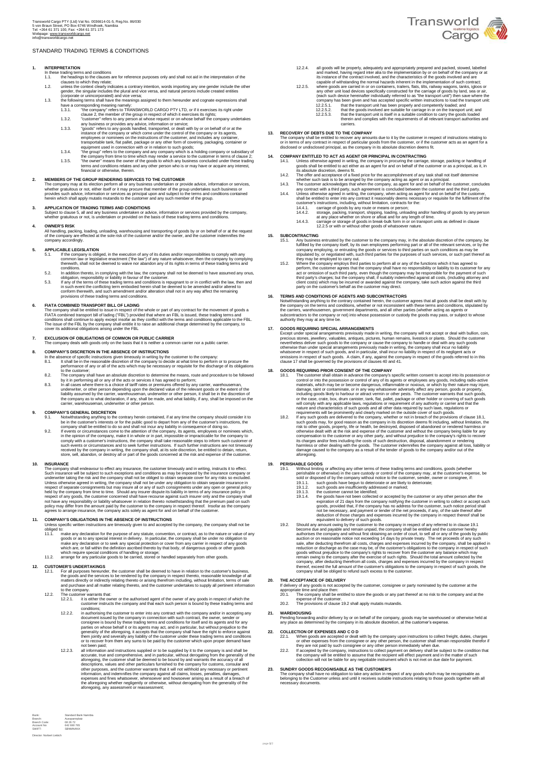Transworld Cargo PTY (Ltd) Vat No. 0036614-01-5, Reg.No. 86/030
5 von Braun Street, PO Box 6746 Windhoek, Namibia
Tel: +264 61 371 100, Fax: +264 61 371 173
Webpage: www.transworldcargo.net
info@transworldcargo.net

# STANDARD TRADING TERMS & CONDITIONS

## 1. INTERPRETATION

In these trading terms and conditions

1.1. the headings to the clauses are for reference purposes only and shall not aid in the interpretation of the clauses to which they relate;

1.2. unless the context clearly indicates a contrary intention, words importing any one gender include the other gender, the singular includes the plural and vice versa, and natural persons include created entities (corporate or unincorporated) and vice versa;

1.3. the following terms shall have the meanings assigned to them hereunder and cognate expressions shall have a corresponding meaning namely:

1.3.1. "the company" refers to TRANSWORLD CARGO PTY LTD, or if it exercises its right under clause 2, the member of the group in respect of which it exercises its rights;

1.3.2. "customer" refers to any person at whose request or on whose behalf the company undertakes any business or provides any advice, information or service;

1.3.3. "goods" refers to any goods handled, transported, or dealt with by or on behalf of or at the instance of the company or which come under the control of the company or its agents, employees or nominees on the instructions of the customer, and includes any container, transportable tank, flat pallet, package or any other form of covering, packaging, container or equipment used in connection with or in relation to such goods;

1.3.4. "the group" refers to the company and any company which is a holding company or subsidiary of the company from time to time which may render a service to the customer in terms of clause 2;

1.3.5. "the owner" means the owner of the goods to which any business concluded under these trading terms and conditions relates and any other person who is or may have or acquire any interest, financial or otherwise, therein.

## 2. MEMBERS OF THE GROUP RENDERING SERVICES TO THE CUSTOMER

The company may at its election perform all or any business undertaken or provide advice, information or services, whether gratuitous or not, either itself or it may procure that member of the group undertakes such business or provides such advice, information or services as principal upon and subject to the terms and conditions contained herein which shall apply mutatis mutandis to the customer and any such member of the group.

## 3. APPLICATION OF TRADING TERMS AND CONDITIONS

Subject to clause 5, all and any business undertaken or advice, information or services provided by the company, whether gratuitous or not, is undertaken or provided on the basis of these trading terms and conditions.

## 4. OWNER'S RISK

All handling, packing, loading, unloading, warehousing and transporting of goods by or on behalf of or at the request of the company are effected at the sole risk of the customer and/or the owner, and the customer indemnifies the company accordingly.

## 5. APPLICABLE LEGISLATION

5.1. If the company is obliged, in the execution of any of its duties and/or responsibilities to comply with any common law or legislative enactment ("the law") of any nature whatsoever, then the company by complying therewith, shall not be deemed to waive nor abandon any of its rights in terms of these trading terms and conditions.

5.2. In addition thereto, in complying with the law, the company shall not be deemed to have assumed any onus, obligation, responsibility or liability in favour of the customer.

5.3. If any of the terms of these trading terms and conditions is repugnant to or in conflict with the law, then and in such event the conflicting term embodied herein shall be deemed to be amended and/or altered to conform therewith, and such amendment and/or alteration shall not in any way affect the remaining provisions of these trading terms and conditions.

## 6. FIATA COMBINED TRANSPORT BILL OF LADING

The company shall be entitled to issue in respect of the whole or part of any contract for the movement of goods a FIATA combined transport bill of lading ("FBL") provided that where an FBL is issued, these trading terms and conditions shall continue to apply except insofar as they conflict with the terms and conditions applicable to the FBL. The issue of the FBL by the company shall entitle it to raise an additional charge determined by the company, to cover its additional obligations arising under the FBL

## 7. EXCLUSION OF OBLIGATIONS OF COMMON OR PUBLIC CARRIER

The company deals with goods only on the basis that it is neither a common carrier nor a public carrier.

## 8. COMPANY'S DISCRETION IN THE ABSENCE OF INSTRUCTIONS

In the absence of specific instructions given timeously in writing by the customer to the company:

8.1. It shall be in the reasonable discretion of the company to decide at what time to perform or to procure the performance of any or all of the acts which may be necessary or requisite for the discharge of its obligations to the customer;

8.2. The company shall have an absolute discretion to determine the means, route and procedure to be followed by it in performing all or any of the acts or services it has agreed to perform;

8.3. In all cases where there is a choice of tariff rates or premiums offered by any carrier, warehouseman, underwriter, or other person depending upon the declared value of the relevant goods or the extent of the liability assumed by the carrier, warehouseman, underwriter or other person, it shall be in the discretion of the company as to what declaration, if any, shall be made, and what liability, if any, shall be imposed on the carrier, warehouseman, underwriter or other person.

## 9. COMPANY'S GENERAL DISCRETION

9.1. Notwithstanding anything to the contrary herein contained, if at any time the company should consider it to be in the customer's interests or for the public good to depart from any of the customer's instructions, the company shall be entitled to do so and shall not incur any liability in consequence of doing so.

9.2. If events or circumstances come to the attention of the company, its agents, employees or nominees which, in the opinion of the company, make it in whole or in part, impossible or impracticable for the company to comply with a customer's instructions, the company shall take reasonable steps to inform such customer of such events or circumstances and to seek further instructions. If such further instructions are not timeously received by the company in writing, the company shall, at its sole discretion, be entitled to detain, return, store, sell, abandon, or destroy all or part of the goods concerned at the risk and expense of the customer.

## 10. INSURANCE

The company shall endeavour to effect any insurance, the customer timeously and in writing, instructs it to effect. Such insurance will be subject to such exceptions and conditions as may be imposed by the insurance company or underwriter taking the risk and the company shall not be obliged to obtain separate cover for any risks so excluded. Unless otherwise agreed in writing, the company shall not be under any obligation to obtain separate insurance in respect of separate consignments but may insure all or any of such consignments under any open or general policy held by the company from time to time. Should any insurer dispute its liability in terms of any insurance policy in respect of any goods, the customer concerned shall have recourse against such insurer only and the company shall not have any responsibility or liability whatsoever in relation thereto notwithstanding that the premium paid on such policy may differ from the amount paid by the customer to the company in respect thereof. Insofar as the company agrees to arrange insurance, the company acts solely as agent for and on behalf of the customer.

## 11. COMPANY'S OBLIGATIONS IN THE ABSENCE OF INSTRUCTIONS

Unless specific written instructions are timeously given to and accepted by the company, the company shall not be obliged to:

11.1. make any declaration for the purpose of any statute, convention, or contract, as to the nature or value of any goods or as to any special interest in delivery. In particular, the company shall be under no obligation to make any declaration or to seek any special protection or cover from any carrier in respect of any goods which are, or fall within the definition ascribed thereto by that body, of dangerous goods or other goods which require special conditions of handling or storage;

11.2. arrange for any particular goods to be carried, stored or handled separately from other goods.

## 12. CUSTOMER'S UNDERTAKINGS

12.1. For all purposes hereunder, the customer shall be deemed to have in relation to the customer's business, the goods and the services to be rendered by the company in respect thereto, reasonable knowledge of all matters directly or indirectly relating thereto or arising therefrom including, without limitation, terms of sale and purchase and all matter relating thereto, and the customer undertakes to supply all pertinent information to the company.

12.2. The customer warrants that:

12.2.1. it is either the owner or the authorised agent of the owner of any goods in respect of which the customer instructs the company and that each such person is bound by these trading terms and conditions;

12.2.2. in authorising the customer to enter into any contract with the company and/or in accepting any document issued by the company in connection with such contract, the owner, sender or consignee is bound by these trading terms and conditions for itself and its agents and for any parties on whose behalf it or its agents may act, and in particular, but without prejudice to the generality of the aforegoing, it accepts that the company shall have the right to enforce against them jointly and severally any liability of the customer under these trading terms and conditions or to recover from them any sums to be paid by the customer which upon proper demand have not been paid;

12.2.3. all information and instructions supplied or to be supplied by it to the company is and shall be accurate, true and comprehensive, and in particular, without derogating from the generality of the aforegoing, the customer shall be deemed to be bound by and warrants the accuracy of all descriptions, values and other particulars furnished to the company for customs, consular and other purposes, and the customer warrants that it will not withhold any necessary or pertinent information, and indemnifies the company against all claims, losses, penalties, damages, expenses and fines whatsoever, whensoever and howsoever arising as a result of a breach of the aforegoing whether negligently or otherwise, without derogating from the generality of the aforegoing, any assessment or reassessment;

12.2.4. all goods will be properly, adequately and appropriately prepared and packed, stowed, labelled and marked, having regard inter alia to the implementation by or on behalf of the company or at its instance of the contract involved, and the characteristics of the goods involved and are capable of withstanding the normal hazards inherent in the implementation of such contract;

12.2.5. where goods are carried in or on containers, trailers, flats, tilts, railway wagons, tanks, igloos or any other unit load devices specifically constructed for the carriage of goods by land, sea or air, (each such device hereinafter individually referred to as "the transport unit") then save where the company has been given and has accepted specific written instructions to load the transport unit:

12.2.5.1. that the transport unit has been properly and competently loaded; and

12.2.5.2. that the goods involved are suitable for carriage in or on the transport unit; and

12.2.5.3. that the transport unit is itself in a suitable condition to carry the goods loaded therein and complies with the requirements of all relevant transport authorities and carriers.

## 13. RECOVERY OF DEBTS DUE TO THE COMPANY

The company shall be entitled to recover any amounts due to it by the customer in respect of instructions relating to or in terms of any contract in respect of particular goods from the customer, or if the customer acts as an agent for a disclosed or undisclosed principal, as the company in its absolute discretion deems fit.

## 14. COMPANY ENTITLED TO ACT AS AGENT OR PRINCIPAL IN CONTRACTING

14.1. Unless otherwise agreed in writing, the company in procuring the carriage, storage, packing or handling of goods shall be entitled to act either as an agent for and on behalf of the customer or as a principal, as it, in its absolute discretion, deems fit.

14.2. The offer and acceptance of a fixed price for the accomplishment of any task shall not itself determine whether such task is to be arranged by the company acting as agent or as a principal.

14.3. The customer acknowledges that when the company, as agent for and on behalf of the customer, concludes any contract with a third party, such agreement is concluded between the customer and the third party.

14.4. Unless otherwise agreed in writing, the company, when acting as agent for and on behalf of the customer, shall be entitled to enter into any contract it reasonably deems necessary or requisite for the fulfilment of the customer's instructions, including, without limitation, contracts for the:

14.4.1. carriage of goods by any route or means or person;

14.4.2. storage, packing, transport, shipping, loading, unloading and/or handling of goods by any person at any place whether on shore or afloat and for any length of time.

14.4.3. carriage or storage of goods in break-bulk form in or on transport units as defined in clause 12.2.5 or with or without other goods of whatsoever nature.

## 15. SUBCONTRACTING

15.1. Any business entrusted by the customer to the company may, in the absolute discretion of the company, be fulfilled by the company itself, by its own employees performing part or all of the relevant services, or by the company employing, or entrusting the goods or services to third parties on such conditions as may be stipulated by, or negotiated with, such third parties for the purposes of such services, or such part thereof as they may be employed to carry out.

15.2. Where the company employs third parties to perform all or any of the functions which it has agreed to perform, the customer agrees that the company shall have no responsibility or liability to its customer for any act or omission of such third party, even though the company may be responsible for the payment of such third party's charges; but the company shall, if suitably indemnified against all costs, (including attorney and client costs) which may be incurred or awarded against the company, take such action against the third party on the customer's behalf as the customer may direct.

## 16. TERMS AND CONDITIONS OF AGENTS AND SUBCONTRACTORS

Notwithstanding anything to the contrary contained herein, the customer agrees that all goods shall be dealt with by the company on the terms and conditions, whether or not inconsistent with these terms and conditions, stipulated by the carriers, warehousemen, government departments, and all other parties (whether acting as agents or subcontractors to the company or not) into whose possession or custody the goods may pass, or subject to whose authority they may at any time be.

## 17. GOODS REQUIRING SPECIAL ARRANGEMENTS

Except under special arrangements previously made in writing, the company will not accept or deal with bullion, coin, precious stones, jewellery, valuables, antiques, pictures, human remains, livestock or plants. Should the customer nevertheless deliver such goods to the company or cause the company to handle or deal with any such goods otherwise than under special arrangements previously made in writing, the company shall incur no liability whatsoever in respect of such goods, and in particular, shall incur no liability in respect of its negligent acts or omissions in respect of such goods. A claim, if any, against the company in respect of the goods referred to in this clause 17 shall be governed by the provisions of clauses 40 and 41.

## 18. GOODS REQUIRING PRIOR CONSENT OF THE COMPANY

18.1. The customer shall obtain in advance the company's specific written consent to accept into its possession or control or into the possession or control of any of its agents or employees any goods, including radio-active materials, which may be or become dangerous, inflammable or noxious, or which by their nature may injure, damage, taint or contaminate, or in any way whatsoever adversely affect any person, goods or property, including goods likely to harbour or attract vermin or other pests. The customer warrants that such goods, or the case, crate, box, drum canister, tank, flat, pallet, package or other holder or covering of such goods will comply with any applicable laws, regulations or requirement of any authority or carrier and that the nature and characteristics of such goods and all other data required by such laws, regulations or requirements will be prominently and clearly marked on the outside cover of such goods.

18.2. If any such goods are delivered to the company, whether or not in breach of the provisions of clause 18.1, such goods may, for good reason as the company in its discretion deems fit including, without limitation, the risk to other goods, property, life or health, be destroyed, disposed of abandoned or rendered harmless or otherwise dealt with at the risk and expense of the customer and without the company being liable for any compensation to the customer or any other party, and without prejudice to the company's rights to recover its charges and/or fees including the costs of such destruction, disposal, abandonment or rendering harmless or other dealing with the goods. The customer indemnifies the company against all loss, liability or damage caused to the company as a result of the tender of goods to the company and/or out of the aforegoing.

## 19. PERISHABLE GOODS

19.1. Without limiting or affecting any other terms of these trading terms and conditions, goods (whether perishable or otherwise) in the care custody or control of the company may, at the customer's expense, be sold or disposed of by the company without notice to the customer, sender, owner or consignee, if:

19.1.1. such goods have begun to deteriorate or are likely to deteriorate;

19.1.2. such goods are insufficiently addressed or marked;

19.1.3. the customer cannot be identified;

19.1.4. the goods have not been collected or accepted by the customer or any other person after the expiration of 21 days from the company notifying the customer in writing to collect or accept such goods, provided that, if the company has no address for the customer, such notice period shall not be necessary, and payment or tender of the net proceeds, if any, of the sale thereof after deduction of those charges and expenses incurred by the company in respect thereof shall be equivalent to delivery of such goods.

19.2. Should any amount owing by the customer to the company in respect of any referred to in clause 19.1 become due and payable and remain unpaid, the company shall be entitled and the customer hereby authorises the company and without first obtaining an order of court, to sell all or any of the goods by public auction or on reasonable notice not exceeding 14 days by private treaty. The net proceeds of any such sale, after deducting therefrom all costs, charges and expenses incurred by the company, shall be applied in reduction or discharge as the case may be, of the customer's obligations to the company in respect of such goods without prejudice to the company's rights to recover from the customer any balance which may remain owing to the company after the exercise of such rights. Should the total amount collected by the company, after deducting therefrom all costs, charges and expenses incurred by the company in respect thereof, exceed the full amount of the customer's obligations to the company in respect of such goods, the company shall be obliged to refund such excess to the customer.

## 20. THE ACCEPTANCE OF DELIVERY

If delivery of any goods is not accepted by the customer, consignee or party nominated by the customer at the appropriate time and place then:

20.1. The company shall be entitled to store the goods or any part thereof at no risk to the company and at the expense of the customer.

20.2. The provisions of clause 19.2 shall apply mutatis mutandis.

## 21. WAREHOUSING

Pending forwarding and/or delivery by or on behalf of the company, goods may be warehoused or otherwise held at any place as determined by the company in its absolute discretion, at the customer's expense.

## 22. COLLECTION OF EXPENSES AND C O D

22.1. When goods are accepted or dealt with by the company upon instructions to collect freight, duties, charges or other expenses from the consignee or any other person, the customer shall remain responsible therefor if they are not paid by such consignee or any other person immediately when due.

22.2. If accepted by the company, instructions to collect payment on delivery shall be subject to the condition that the company will be entitled to assume that the recipient will effect payment and in the matter of such collection will not be liable for any negotiable instrument which is not met on due date for payment.

## 23. SUNDRY GOODS RECOGNISABLE AS THE CUSTOMER'S

The company shall have no obligation to take any action in respect of any goods which may be recognisable as belonging to the Customer unless and until it receives suitable instructions relating to those goods together with all necessary documents.

| | |
|---|---|
| Bank: | Standard Bank Namibia |
| Branch: | Ausspannplatz |
| Branch Code: | 08 26 72 |
| Account No: | 642 690 765 |
| SWIFT: | SBNMNANX |

Director: Norbert Liebich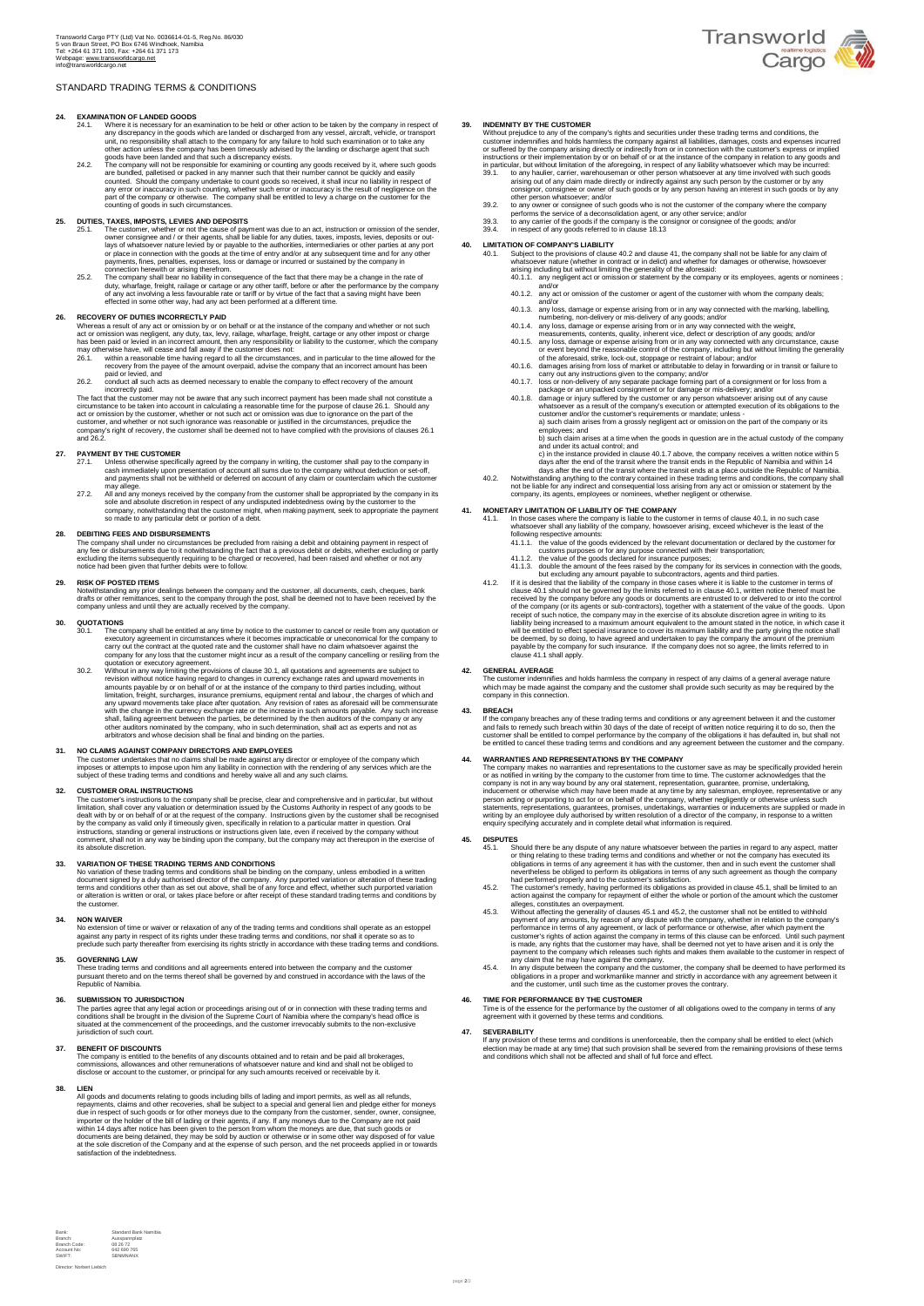Transworld Cargo PTY (Ltd) Vat No. 0036614-01-5, Reg.No. 86/030
5 von Braun Street, PO Box 6746 Windhoek, Namibia
Tel: +264 61 371 100, Fax: +264 61 371 173
Webpage: www.transworldcargo.net
info@transworldcargo.net

# STANDARD TRADING TERMS & CONDITIONS

## 24. EXAMINATION OF LANDED GOODS

24.1. Where it is necessary for an examination to be held or other action to be taken by the company in respect of any discrepancy in the goods which are landed or discharged from any vessel, aircraft, vehicle, or transport unit, no responsibility shall attach to the company for any failure to hold such examination or to take any other action unless the company has been timeously advised by the landing or discharge agent that such goods have been landed and that such a discrepancy exists.

24.2. The company will not be responsible for examining or counting any goods received by it, where such goods are bundled, palletised or packed in any manner such that their number cannot be quickly and easily counted. Should the company undertake to count goods so received, it shall incur no liability in respect of any error or inaccuracy in such counting, whether such error or inaccuracy is the result of negligence on the part of the company or otherwise. The company shall be entitled to levy a charge on the customer for the counting of goods in such circumstances.

## 25. DUTIES, TAXES, IMPOSTS, LEVIES AND DEPOSITS

25.1. The customer, whether or not the cause of payment was due to an act, instruction or omission of the sender, owner consignee and / or their agents, shall be liable for any duties, taxes, imposts, levies, deposits or outlays of whatsoever nature levied by or payable to the authorities, intermediaries or other parties at any port or place in connection with the goods at the time of entry and/or at any subsequent time and for any other payments, fines, penalties, expenses, loss or damage or incurred or sustained by the company in connection herewith or arising therefrom.

25.2. The company shall bear no liability in consequence of the fact that there may be a change in the rate of duty, wharfage, freight, railage or cartage or any other tariff, before or after the performance by the company of any act involving a less favourable rate or tariff or by virtue of the fact that a saving might have been effected in some other way, had any act been performed at a different time.

## 26. RECOVERY OF DUTIES INCORRECTLY PAID

Whereas a result of any act or omission by or on behalf or at the instance of the company and whether or not such act or omission was negligent, any duty, tax, levy, railage, wharfage, freight, cartage or any other impost or charge has been paid or levied in an incorrect amount, then any responsibility or liability to the customer, which the company may otherwise have, will cease and fall away if the customer does not:

26.1. within a reasonable time having regard to all the circumstances, and in particular to the time allowed for the recovery from the payee of the amount overpaid, advise the company that an incorrect amount has been paid or levied, and

26.2. conduct all such acts as deemed necessary to enable the company to effect recovery of the amount incorrectly paid.

The fact that the customer may not be aware that any such incorrect payment has been made shall not constitute a circumstance to be taken into account in calculating a reasonable time for the purpose of clause 26.1. Should any act or omission by the customer, whether or not such act or omission was due to ignorance on the part of the customer, and whether or not such ignorance was reasonable or justified in the circumstances, prejudice the company's right of recovery, the customer shall be deemed not to have complied with the provisions of clauses 26.1 and 26.2.

## 27. PAYMENT BY THE CUSTOMER

27.1. Unless otherwise specifically agreed by the company in writing, the customer shall pay to the company in cash immediately upon presentation of account all sums due to the company without deduction or set-off, and payments shall not be withheld or deferred on account of any claim or counterclaim which the customer may allege.

27.2. All and any moneys received by the company from the customer shall be appropriated by the company in its sole and absolute discretion in respect of any undisputed indebtedness owing by the customer to the company, notwithstanding that the customer might, when making payment, seek to appropriate the payment so made to any particular debt or portion of a debt.

## 28. DEBITING FEES AND DISBURSEMENTS

The company shall under no circumstances be precluded from raising a debit and obtaining payment in respect of any fee or disbursements due to it notwithstanding the fact that a previous debit or debits, whether excluding or partly excluding the items subsequently requiring to be charged or recovered, had been raised and whether or not any notice had been given that further debits were to follow.

## 29. RISK OF POSTED ITEMS

Notwithstanding any prior dealings between the company and the customer, all documents, cash, cheques, bank drafts or other remittances, sent to the company through the post, shall be deemed not to have been received by the company unless and until they are actually received by the company.

## 30. QUOTATIONS

30.1. The company shall be entitled at any time by notice to the customer to cancel or resile from any quotation or executory agreement in circumstances where it becomes impracticable or uneconomical for the company to carry out the contract at the quoted rate and the customer shall have no claim whatsoever against the company for any loss that the customer might incur as a result of the company cancelling or resiling from the quotation or executory agreement.

30.2. Without in any way limiting the provisions of clause 30.1, all quotations and agreements are subject to revision without notice having regard to changes in currency exchange rates and upward movements in amounts payable by or on behalf of or at the instance of the company to third parties including, without limitation, freight, surcharges, insurance premiums, equipment rental and labour, the charges of which and any upward movements take place after quotation. Any revision of rates as aforesaid will be commensurate with the change in the currency exchange rate or the increase in such amounts payable. Any such increase shall, failing agreement between the parties, be determined by the then auditors of the company or any other auditors nominated by the company, who in such determination, shall act as experts and not as arbitrators and whose decision shall be final and binding on the parties.

## 31. NO CLAIMS AGAINST COMPANY DIRECTORS AND EMPLOYEES

The customer undertakes that no claims shall be made against any director or employee of the company which imposes or attempts to impose upon him any liability in connection with the rendering of any services which are the subject of these trading terms and conditions and hereby waive all and any such claims.

## 32. CUSTOMER ORAL INSTRUCTIONS

The customer's instructions to the company shall be precise, clear and comprehensive and in particular, but without limitation, shall cover any valuation or determination issued by the Customs Authority in respect of any goods to be dealt with by or on behalf of or at the request of the company. Instructions given by the customer shall be recognised by the company as valid only if timeously given, specifically in relation to a particular matter in question. Oral instructions, standing or general instructions or instructions given late, even if received by the company without comment, shall not in any way be binding upon the company, but the company may act thereupon in the exercise of its absolute discretion.

## 33. VARIATION OF THESE TRADING TERMS AND CONDITIONS

No variation of these trading terms and conditions shall be binding on the company, unless embodied in a written document signed by a duly authorised director of the company. Any purported variation or alteration of these trading terms and conditions other than as set out above, shall be of any force and effect, whether such purported variation or alteration is written or oral, or takes place before or after receipt of these standard trading terms and conditions by the customer.

## 34. NON WAIVER

No extension of time or waiver or relaxation of any of the trading terms and conditions shall operate as an estoppel against any party in respect of its rights under these trading terms and conditions, nor shall it operate so as to preclude such party thereafter from exercising its rights strictly in accordance with these trading terms and conditions.

## 35. GOVERNING LAW

These trading terms and conditions and all agreements entered into between the company and the customer pursuant thereto and on the terms thereof shall be governed by and construed in accordance with the laws of the Republic of Namibia.

## 36. SUBMISSION TO JURISDICTION

The parties agree that any legal action or proceedings arising out of or in connection with these trading terms and conditions shall be brought in the division of the Supreme Court of Namibia where the company's head office is situated at the commencement of the proceedings, and the customer irrevocably submits to the non-exclusive jurisdiction of such court.

## 37. BENEFIT OF DISCOUNTS

The company is entitled to the benefits of any discounts obtained and to retain and be paid all brokerages, commissions, allowances and other remunerations of whatsoever nature and kind and shall not be obliged to disclose or account to the customer, or principal for any such amounts received or receivable by it.

## 38. LIEN

All goods and documents relating to goods including bills of lading and import permits, as well as all refunds, repayments, claims and other recoveries, shall be subject to a special and general lien and pledge either for moneys due in respect of such goods or for other moneys due to the company from the customer, sender, owner, consignee, importer or the holder of the bill of lading or their agents, if any. If any moneys due to the Company are not paid within 14 days after notice has been given to the person from whom the moneys are due, that such goods or documents are being detained, they may be sold by auction or otherwise or in some other way disposed of for value at the sole discretion of the Company and at the expense of such person, and the net proceeds applied in or towards satisfaction of the indebtedness.

## 39. INDEMNITY BY THE CUSTOMER

Without prejudice to any of the company's rights and securities under these trading terms and conditions, the customer indemnifies and holds harmless the company against all liabilities, damages, costs and expenses incurred or suffered by the company arising directly or indirectly from or in connection with the customer's express or implied instructions or their implementation by or on behalf of or at the instance of the company in relation to any goods and in particular, but without limitation of the aforegoing, in respect of any liability whatsoever which may be incurred:

39.1. to any haulier, carrier, warehouseman or other person whatsoever at any time involved with such goods arising out of any claim made directly or indirectly against any such person by the customer or by any consignor, consignee or owner of such goods or by any person having an interest in such goods or by any other person whatsoever; and/or

39.2. to any owner or consignee of such goods who is not the customer of the company where the company performs the service of a deconsolidation agent, or any other service; and/or

39.3. to any carrier of the goods if the company is the consignor or consignee of the goods; and/or

39.4. in respect of any goods referred to in clause 18.13

## 40. LIMITATION OF COMPANY'S LIABILITY

40.1. Subject to the provisions of clause 40.2 and clause 41, the company shall not be liable for any claim of whatsoever nature (whether in contract or in delict) and whether for damages or otherwise, howsoever arising including but without limiting the generality of the aforesaid:

40.1.1. any negligent act or omission or statement by the company or its employees, agents or nominees ; and/or

40.1.2. any act or omission of the customer or agent of the customer with whom the company deals; and/or

40.1.3. any loss, damage or expense arising from or in any way connected with the marking, labelling, numbering, non-delivery or mis-delivery of any goods; and/or

40.1.4. any loss, damage or expense arising from or in any way connected with the weight, measurements, contents, quality, inherent vice, defect or description of any goods; and/or

40.1.5. any loss, damage or expense arising from or in any way connected with any circumstance, cause or event beyond the reasonable control of the company, including but without limiting the generality of the aforesaid, strike, lock-out, stoppage or restraint of labour; and/or

40.1.6. damages arising from loss of market or attributable to delay in forwarding or in transit or failure to carry out any instructions given to the company; and/or

40.1.7. loss or non-delivery of any separate package forming part of a consignment or for loss from a package or an unpacked consignment or for damage or mis-delivery; and/or

40.1.8. damage or injury suffered by the customer or any person whatsoever arising out of any cause whatsoever as a result of the company's execution or attempted execution of its obligations to the customer and/or the customer's requirements or mandate; unless -

a) such claim arises from a grossly negligent act or omission on the part of the company or its employees; and

b) such claim arises at a time when the goods in question are in the actual custody of the company and under its actual control; and

c) in the instance provided in clause 40.1.7 above, the company receives a written notice within 5 days after the end of the transit where the transit ends in the Republic of Namibia and within 14 days after the end of the transit where the transit ends at a place outside the Republic of Namibia.

40.2. Notwithstanding anything to the contrary contained in these trading terms and conditions, the company shall not be liable for any indirect and consequential loss arising from any act or omission or statement by the company, its agents, employees or nominees, whether negligent or otherwise.

## 41. MONETARY LIMITATION OF LIABILITY OF THE COMPANY

41.1. In those cases where the company is liable to the customer in terms of clause 40.1, in no such case whatsoever shall any liability of the company, howsoever arising, exceed whichever is the least of the following respective amounts:

41.1.1. the value of the goods evidenced by the relevant documentation or declared by the customer for customs purposes or for any purpose connected with their transportation;

41.1.2. the value of the goods declared for insurance purposes;

41.1.3. double the amount of the fees raised by the company for its services in connection with the goods, but excluding any amount payable to subcontractors, agents and third parties.

41.2. If it is desired that the liability of the company in those cases where it is liable to the customer in terms of clause 40.1 should not be governed by the limits referred to in clause 40.1, written notice thereof must be received by the company before any goods or documents are entrusted to or delivered to or into the control of the company (or its agents or sub-contractors), together with a statement of the value of the goods. Upon receipt of such notice, the company may in the exercise of its absolute discretion agree in writing to its liability being increased to a maximum amount equivalent to the amount stated in the notice, in which case it will be entitled to effect special insurance to cover its maximum liability and the party giving the notice shall be deemed, by so doing, to have agreed and undertaken to pay the company the amount of the premium payable by the company for such insurance. If the company does not so agree, the limits referred to in clause 41.1 shall apply.

## 42. GENERAL AVERAGE

The customer indemnifies and holds harmless the company in respect of any claims of a general average nature which may be made against the company and the customer shall provide such security as may be required by the company in this connection.

## 43. BREACH

If the company breaches any of these trading terms and conditions or any agreement between it and the customer and fails to remedy such breach within 30 days of the date of receipt of written notice requiring it to do so, then the customer shall be entitled to compel performance by the company of the obligations it has defaulted in, but shall not be entitled to cancel these trading terms and conditions and any agreement between the customer and the company.

## 44. WARRANTIES AND REPRESENTATIONS BY THE COMPANY

The company makes no warranties and representations to the customer save as may be specifically provided herein or as notified in writing by the company to the customer from time to time. The customer acknowledges that the company is not in any way bound by any oral statement, representation, guarantee, promise, undertaking, inducement or otherwise which may have been made at any time by any salesman, employee, representative or any person acting or purporting to act for or on behalf of the company, whether negligently or otherwise unless such statements, representations, guarantees, promises, undertakings, warranties or inducements are supplied or made in writing by an employee duly authorised by written resolution of a director of the company, in response to a written enquiry specifying accurately and in complete detail what information is required.

## 45. DISPUTES

45.1. Should there be any dispute of any nature whatsoever between the parties in regard to any aspect, matter or thing relating to these trading terms and conditions and whether or not the company has executed its obligations in terms of any agreement it has with the customer, then and in such event the customer shall nevertheless be obliged to perform its obligations in terms of any such agreement as though the company had performed properly and to the customer's satisfaction.

45.2. The customer's remedy, having performed its obligations as provided in clause 45.1, shall be limited to an action against the company for repayment of either the whole or portion of the amount which the customer alleges, constitutes an overpayment.

45.3. Without affecting the generality of clauses 45.1 and 45.2, the customer shall not be entitled to withhold payment of any amounts, by reason of any dispute with the company, whether in relation to the company's performance in terms of any agreement, or lack of performance or otherwise, after which payment the customer's rights of action against the company in terms of this clause can be enforced. Until such payment is made, any rights that the customer may have, shall be deemed not yet to have arisen and it is only the payment to the company which releases such rights and makes them available to the customer in respect of any claim that he may have against the company.

45.4. In any dispute between the company and the customer, the company shall be deemed to have performed its obligations in a proper and workmanlike manner and strictly in accordance with any agreement between it and the customer, until such time as the customer proves the contrary.

## 46. TIME FOR PERFORMANCE BY THE CUSTOMER

Time is of the essence for the performance by the customer of all obligations owed to the company in terms of any agreement with it governed by these terms and conditions.

## 47. SEVERABILITY

If any provision of these terms and conditions is unenforceable, then the company shall be entitled to elect (which election may be made at any time) that such provision shall be severed from the remaining provisions of these terms and conditions which shall not be affected and shall of full force and effect.

| | |
|---|---|
| Bank: | Standard Bank Namibia |
| Branch: | Ausspannplatz |
| Branch Code: | 08 26 72 |
| Account No: | 042 690 765 |
| SWIFT: | SBNMNANX |

Director: Norbert Liebich